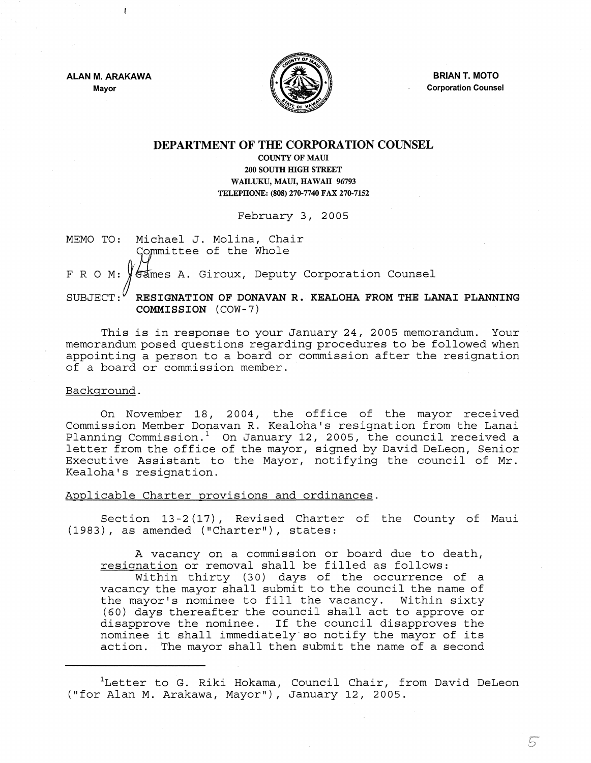**ALAN M. ARAKAWA**
Mayor

**BRIAN T. MOTO**
Corporation Counsel

# DEPARTMENT OF THE CORPORATION COUNSEL

COUNTY OF MAUI
200 SOUTH HIGH STREET
WAILUKU, MAUI, HAWAII 96793
TELEPHONE: (808) 270-7740 FAX 270-7152

February 3, 2005

MEMO TO: Michael J. Molina, Chair
Committee of the Whole

F R O M: James A. Giroux, Deputy Corporation Counsel

SUBJECT: **RESIGNATION OF DONAVAN R. KEALOHA FROM THE LANAI PLANNING COMMISSION** (COW-7)

This is in response to your January 24, 2005 memorandum. Your memorandum posed questions regarding procedures to be followed when appointing a person to a board or commission after the resignation of a board or commission member.

Background.

On November 18, 2004, the office of the mayor received Commission Member Donavan R. Kealoha's resignation from the Lanai Planning Commission.[1] On January 12, 2005, the council received a letter from the office of the mayor, signed by David DeLeon, Senior Executive Assistant to the Mayor, notifying the council of Mr. Kealoha's resignation.

Applicable Charter provisions and ordinances.

Section 13-2(17), Revised Charter of the County of Maui (1983), as amended ("Charter"), states:

> A vacancy on a commission or board due to death, resignation or removal shall be filled as follows:
> Within thirty (30) days of the occurrence of a vacancy the mayor shall submit to the council the name of the mayor's nominee to fill the vacancy. Within sixty (60) days thereafter the council shall act to approve or disapprove the nominee. If the council disapproves the nominee it shall immediately so notify the mayor of its action. The mayor shall then submit the name of a second

[1]Letter to G. Riki Hokama, Council Chair, from David DeLeon ("for Alan M. Arakawa, Mayor"), January 12, 2005.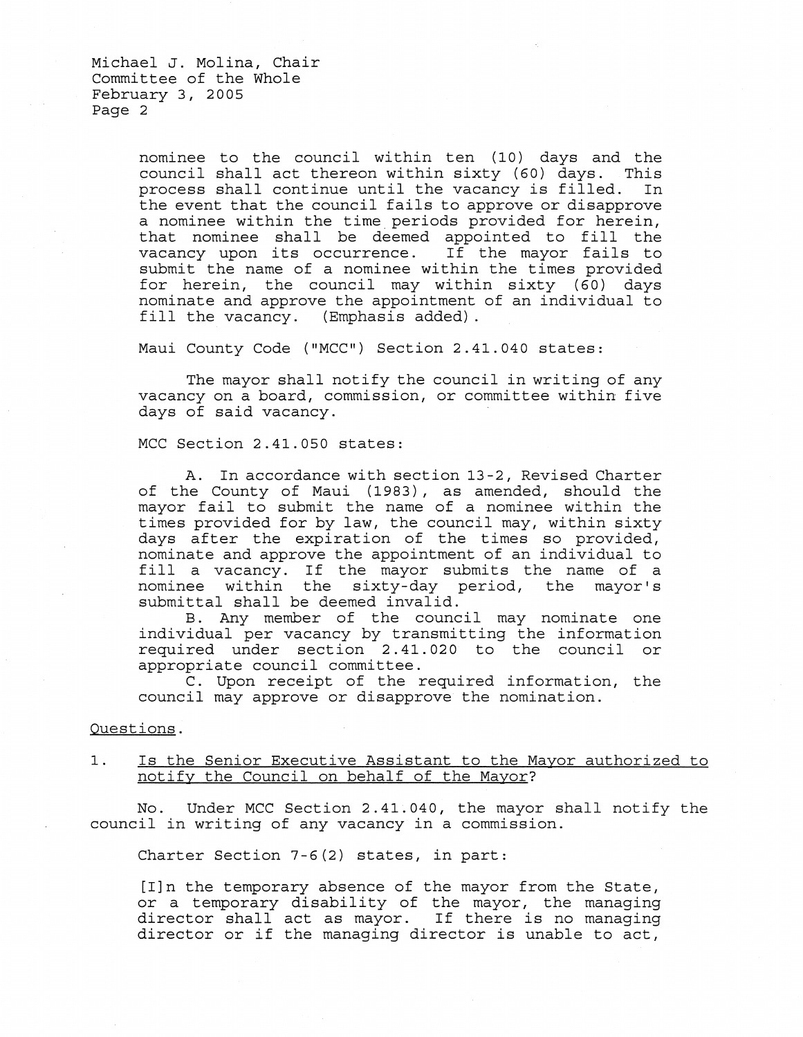nominee to the council within ten (10) days and the council shall act thereon within sixty (60) days. This process shall continue until the vacancy is filled. In the event that the council fails to approve or disapprove a nominee within the time periods provided for herein, that nominee shall be deemed appointed to fill the vacancy upon its occurrence. If the mayor fails to submit the name of a nominee within the times provided for herein, the council may within sixty (60) days nominate and approve the appointment of an individual to fill the vacancy. (Emphasis added).

Maui County Code ("MCC") Section 2.41.040 states:

> The mayor shall notify the council in writing of any vacancy on a board, commission, or committee within five days of said vacancy.

MCC Section 2.41.050 states:

> A. In accordance with section 13-2, Revised Charter of the County of Maui (1983), as amended, should the mayor fail to submit the name of a nominee within the times provided for by law, the council may, within sixty days after the expiration of the times so provided, nominate and approve the appointment of an individual to fill a vacancy. If the mayor submits the name of a nominee within the sixty-day period, the mayor's submittal shall be deemed invalid.
>
> B. Any member of the council may nominate one individual per vacancy by transmitting the information required under section 2.41.020 to the council or appropriate council committee.
>
> C. Upon receipt of the required information, the council may approve or disapprove the nomination.

Questions.

1. Is the Senior Executive Assistant to the Mayor authorized to notify the Council on behalf of the Mayor?

No. Under MCC Section 2.41.040, the mayor shall notify the council in writing of any vacancy in a commission.

Charter Section 7-6(2) states, in part:

> [I]n the temporary absence of the mayor from the State, or a temporary disability of the mayor, the managing director shall act as mayor. If there is no managing director or if the managing director is unable to act,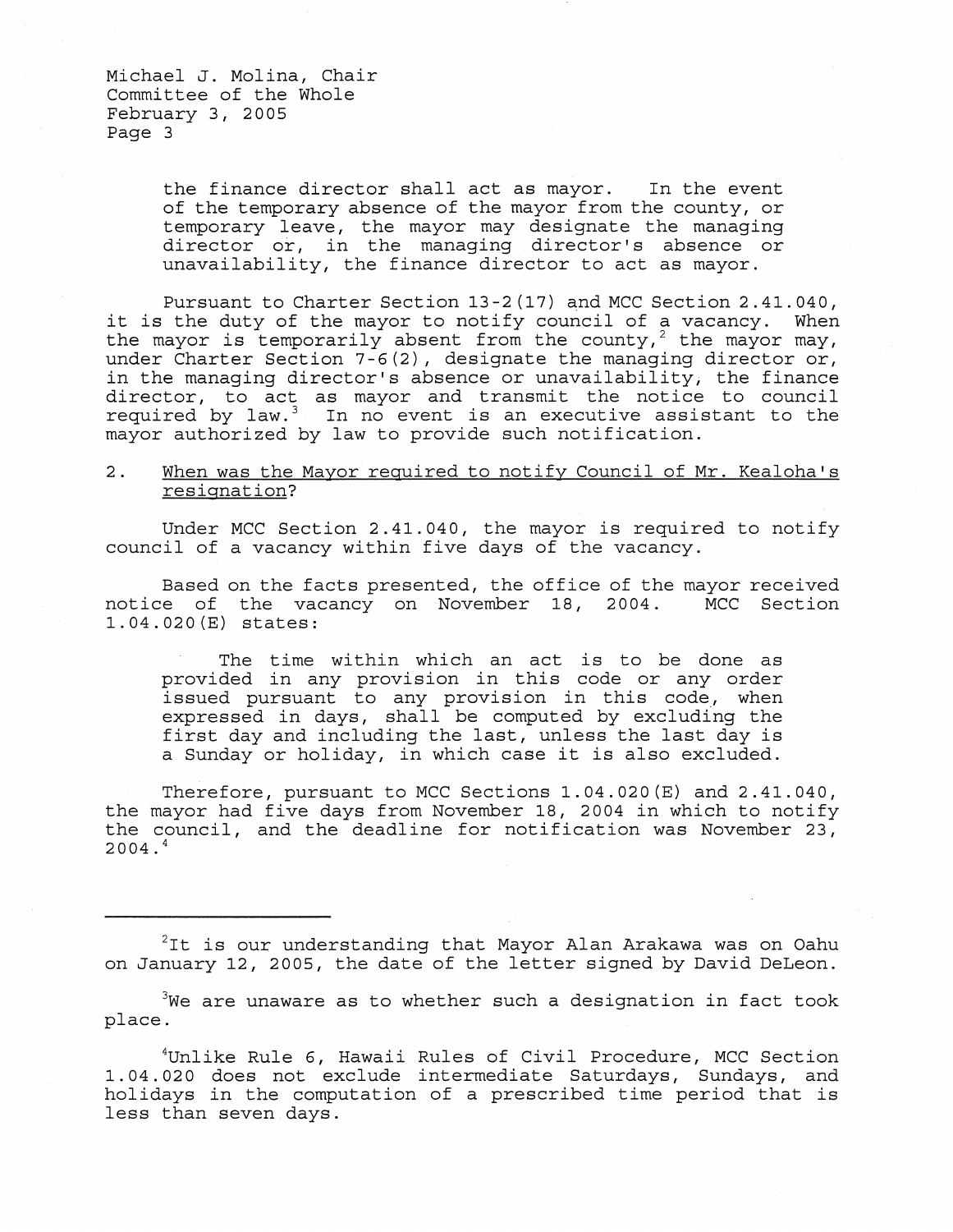the finance director shall act as mayor. In the event of the temporary absence of the mayor from the county, or temporary leave, the mayor may designate the managing director or, in the managing director's absence or unavailability, the finance director to act as mayor.

Pursuant to Charter Section 13-2(17) and MCC Section 2.41.040, it is the duty of the mayor to notify council of a vacancy. When the mayor is temporarily absent from the county,[2] the mayor may, under Charter Section 7-6(2), designate the managing director or, in the managing director's absence or unavailability, the finance director, to act as mayor and transmit the notice to council required by law.[3] In no event is an executive assistant to the mayor authorized by law to provide such notification.

2. <u>When was the Mayor required to notify Council of Mr. Kealoha's resignation</u>?

Under MCC Section 2.41.040, the mayor is required to notify council of a vacancy within five days of the vacancy.

Based on the facts presented, the office of the mayor received notice of the vacancy on November 18, 2004. MCC Section 1.04.020(E) states:

> The time within which an act is to be done as provided in any provision in this code or any order issued pursuant to any provision in this code, when expressed in days, shall be computed by excluding the first day and including the last, unless the last day is a Sunday or holiday, in which case it is also excluded.

Therefore, pursuant to MCC Sections 1.04.020(E) and 2.41.040, the mayor had five days from November 18, 2004 in which to notify the council, and the deadline for notification was November 23, 2004.[4]

---

[2] It is our understanding that Mayor Alan Arakawa was on Oahu on January 12, 2005, the date of the letter signed by David DeLeon.

[3] We are unaware as to whether such a designation in fact took place.

[4] Unlike Rule 6, Hawaii Rules of Civil Procedure, MCC Section 1.04.020 does not exclude intermediate Saturdays, Sundays, and holidays in the computation of a prescribed time period that is less than seven days.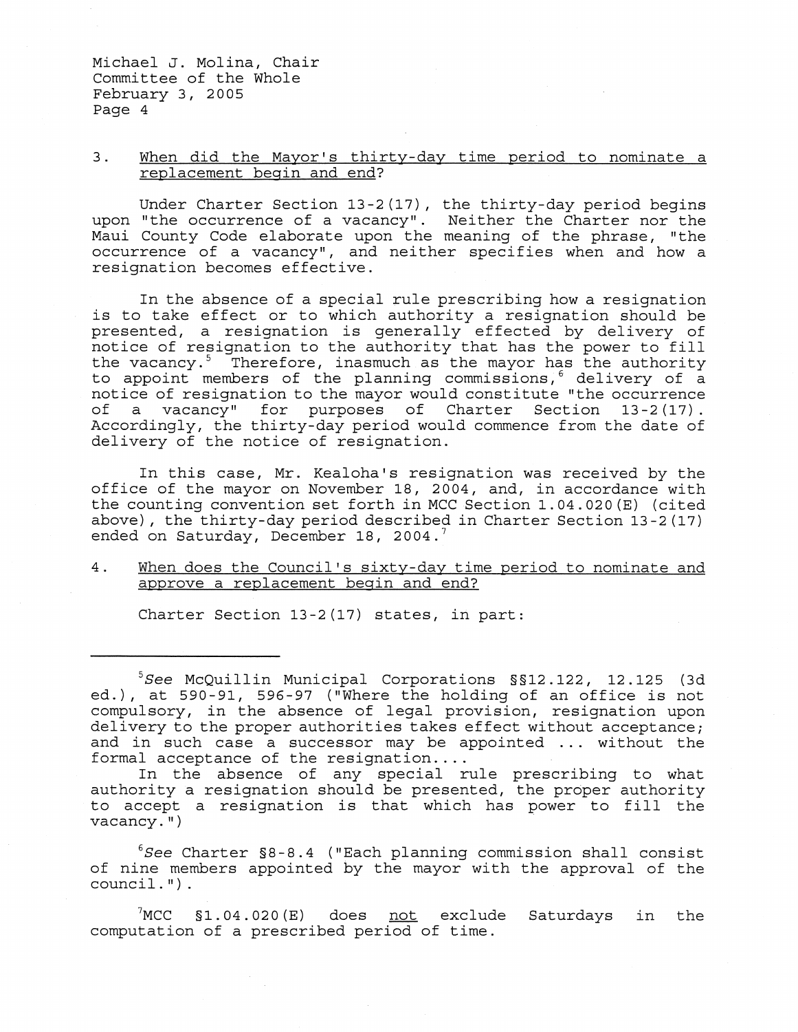3. <u>When did the Mayor's thirty-day time period to nominate a replacement begin and end</u>?

Under Charter Section 13-2(17), the thirty-day period begins upon "the occurrence of a vacancy". Neither the Charter nor the Maui County Code elaborate upon the meaning of the phrase, "the occurrence of a vacancy", and neither specifies when and how a resignation becomes effective.

In the absence of a special rule prescribing how a resignation is to take effect or to which authority a resignation should be presented, a resignation is generally effected by delivery of notice of resignation to the authority that has the power to fill the vacancy.[5] Therefore, inasmuch as the mayor has the authority to appoint members of the planning commissions,[6] delivery of a notice of resignation to the mayor would constitute "the occurrence of a vacancy" for purposes of Charter Section 13-2(17). Accordingly, the thirty-day period would commence from the date of delivery of the notice of resignation.

In this case, Mr. Kealoha's resignation was received by the office of the mayor on November 18, 2004, and, in accordance with the counting convention set forth in MCC Section 1.04.020(E) (cited above), the thirty-day period described in Charter Section 13-2(17) ended on Saturday, December 18, 2004.[7]

4. <u>When does the Council's sixty-day time period to nominate and approve a replacement begin and end?</u>

Charter Section 13-2(17) states, in part:

---

[5] *See* McQuillin Municipal Corporations §§12.122, 12.125 (3d ed.), at 590-91, 596-97 ("Where the holding of an office is not compulsory, in the absence of legal provision, resignation upon delivery to the proper authorities takes effect without acceptance; and in such case a successor may be appointed ... without the formal acceptance of the resignation....

In the absence of any special rule prescribing to what authority a resignation should be presented, the proper authority to accept a resignation is that which has power to fill the vacancy.")

[6] *See* Charter §8-8.4 ("Each planning commission shall consist of nine members appointed by the mayor with the approval of the council.").

[7] MCC §1.04.020(E) does <u>not</u> exclude Saturdays in the computation of a prescribed period of time.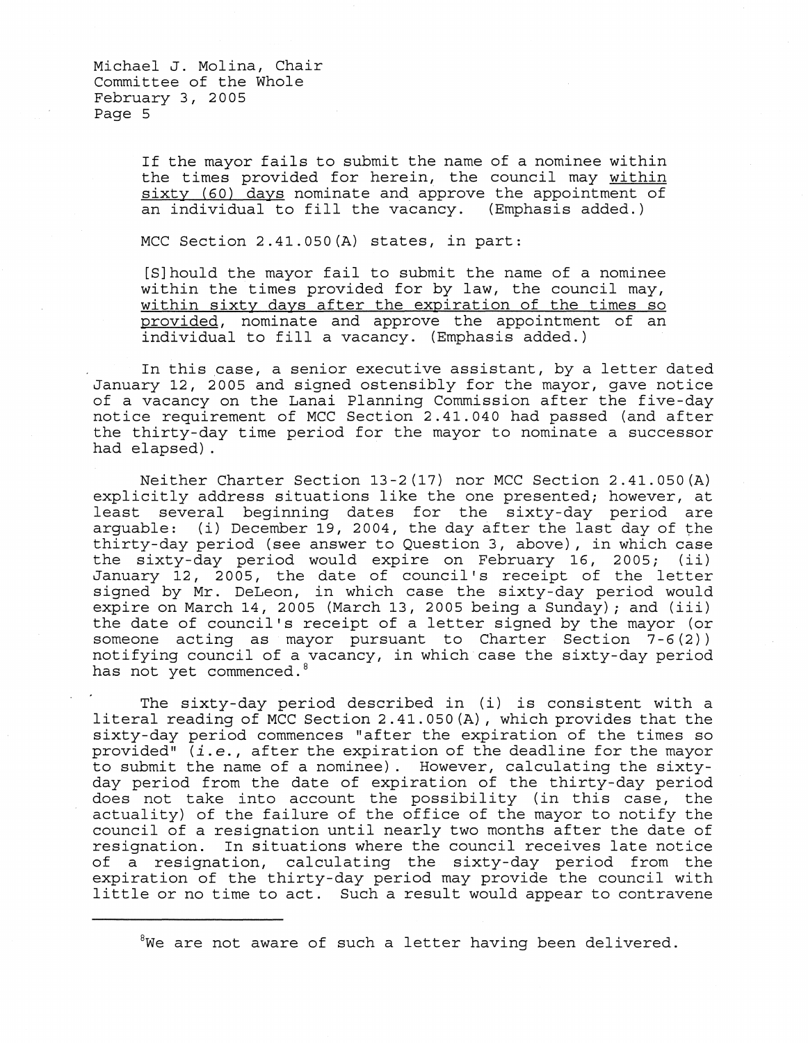If the mayor fails to submit the name of a nominee within the times provided for herein, the council may <u>within sixty (60) days</u> nominate and approve the appointment of an individual to fill the vacancy. (Emphasis added.)

MCC Section 2.41.050(A) states, in part:

> [S]hould the mayor fail to submit the name of a nominee within the times provided for by law, the council may, <u>within sixty days after the expiration of the times so provided</u>, nominate and approve the appointment of an individual to fill a vacancy. (Emphasis added.)

In this case, a senior executive assistant, by a letter dated January 12, 2005 and signed ostensibly for the mayor, gave notice of a vacancy on the Lanai Planning Commission after the five-day notice requirement of MCC Section 2.41.040 had passed (and after the thirty-day time period for the mayor to nominate a successor had elapsed).

Neither Charter Section 13-2(17) nor MCC Section 2.41.050(A) explicitly address situations like the one presented; however, at least several beginning dates for the sixty-day period are arguable: (i) December 19, 2004, the day after the last day of the thirty-day period (see answer to Question 3, above), in which case the sixty-day period would expire on February 16, 2005; (ii) January 12, 2005, the date of council's receipt of the letter signed by Mr. DeLeon, in which case the sixty-day period would expire on March 14, 2005 (March 13, 2005 being a Sunday); and (iii) the date of council's receipt of a letter signed by the mayor (or someone acting as mayor pursuant to Charter Section 7-6(2)) notifying council of a vacancy, in which case the sixty-day period has not yet commenced.[8]

The sixty-day period described in (i) is consistent with a literal reading of MCC Section 2.41.050(A), which provides that the sixty-day period commences "after the expiration of the times so provided" (*i.e.*, after the expiration of the deadline for the mayor to submit the name of a nominee). However, calculating the sixty-day period from the date of expiration of the thirty-day period does not take into account the possibility (in this case, the actuality) of the failure of the office of the mayor to notify the council of a resignation until nearly two months after the date of resignation. In situations where the council receives late notice of a resignation, calculating the sixty-day period from the expiration of the thirty-day period may provide the council with little or no time to act. Such a result would appear to contravene

---

[8] We are not aware of such a letter having been delivered.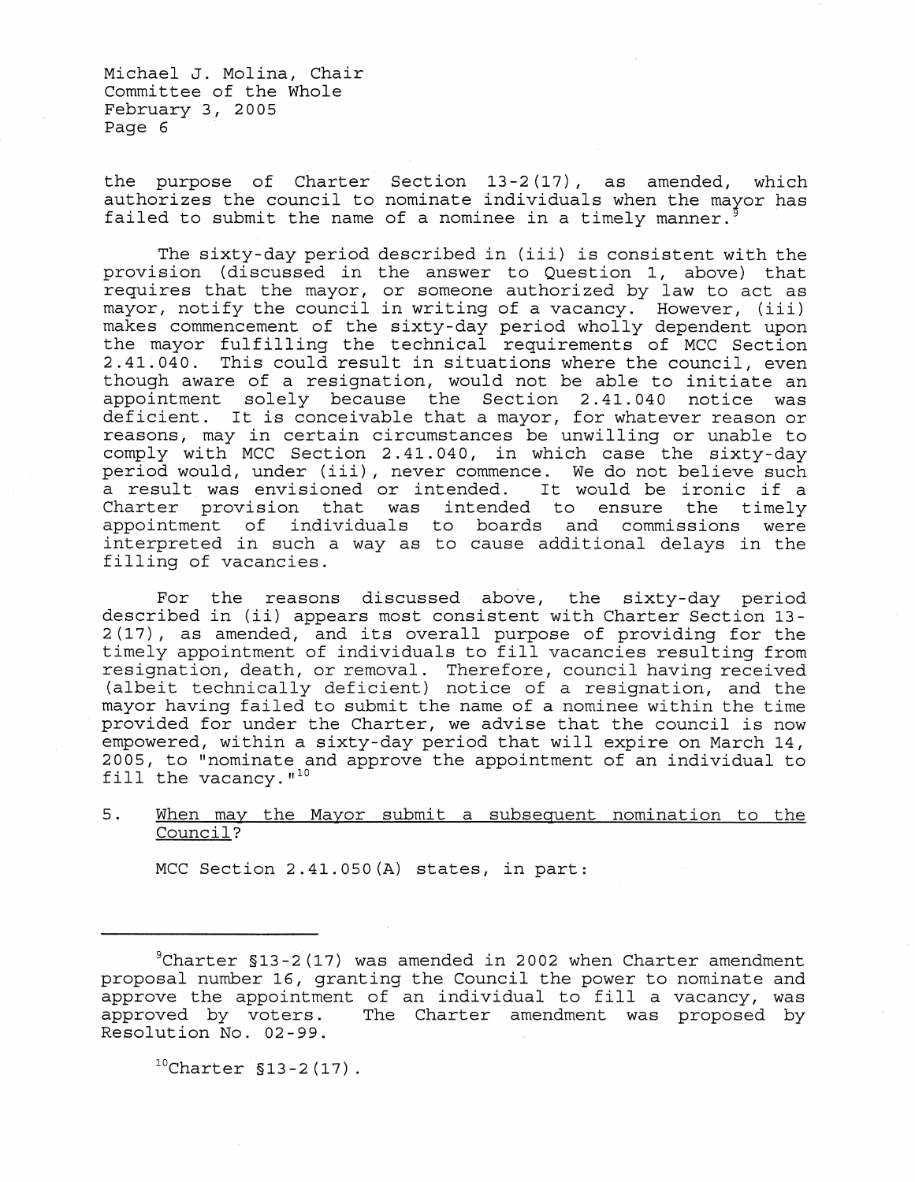the purpose of Charter Section 13-2(17), as amended, which authorizes the council to nominate individuals when the mayor has failed to submit the name of a nominee in a timely manner.[9]

The sixty-day period described in (iii) is consistent with the provision (discussed in the answer to Question 1, above) that requires that the mayor, or someone authorized by law to act as mayor, notify the council in writing of a vacancy. However, (iii) makes commencement of the sixty-day period wholly dependent upon the mayor fulfilling the technical requirements of MCC Section 2.41.040. This could result in situations where the council, even though aware of a resignation, would not be able to initiate an appointment solely because the Section 2.41.040 notice was deficient. It is conceivable that a mayor, for whatever reason or reasons, may in certain circumstances be unwilling or unable to comply with MCC Section 2.41.040, in which case the sixty-day period would, under (iii), never commence. We do not believe such a result was envisioned or intended. It would be ironic if a Charter provision that was intended to ensure the timely appointment of individuals to boards and commissions were interpreted in such a way as to cause additional delays in the filling of vacancies.

For the reasons discussed above, the sixty-day period described in (ii) appears most consistent with Charter Section 13-2(17), as amended, and its overall purpose of providing for the timely appointment of individuals to fill vacancies resulting from resignation, death, or removal. Therefore, council having received (albeit technically deficient) notice of a resignation, and the mayor having failed to submit the name of a nominee within the time provided for under the Charter, we advise that the council is now empowered, within a sixty-day period that will expire on March 14, 2005, to "nominate and approve the appointment of an individual to fill the vacancy."[10]

5. <u>When may the Mayor submit a subsequent nomination to the Council?</u>

MCC Section 2.41.050(A) states, in part:

---

[9]Charter §13-2(17) was amended in 2002 when Charter amendment proposal number 16, granting the Council the power to nominate and approve the appointment of an individual to fill a vacancy, was approved by voters. The Charter amendment was proposed by Resolution No. 02-99.

[10]Charter §13-2(17).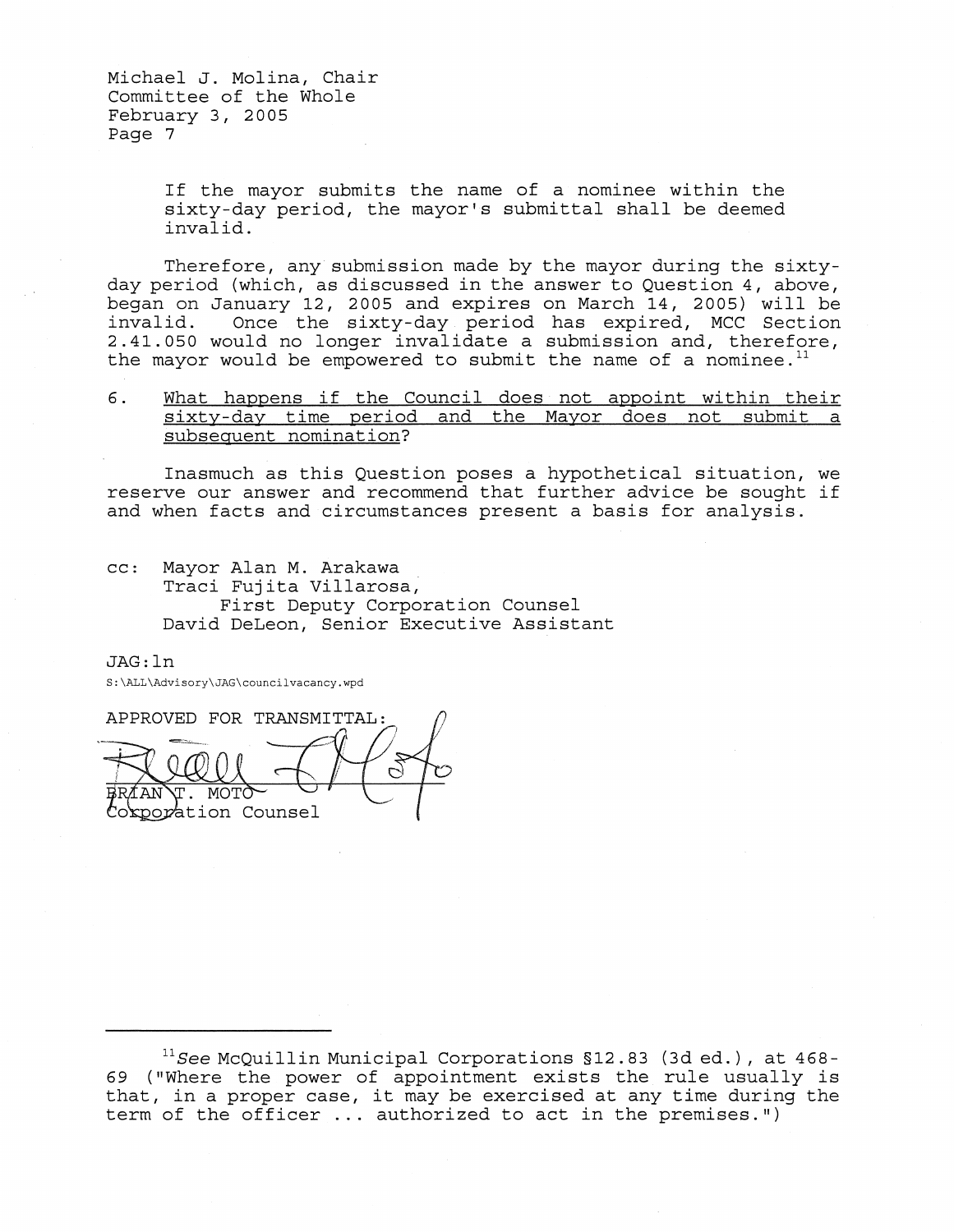If the mayor submits the name of a nominee within the sixty-day period, the mayor's submittal shall be deemed invalid.

Therefore, any submission made by the mayor during the sixty-day period (which, as discussed in the answer to Question 4, above, began on January 12, 2005 and expires on March 14, 2005) will be invalid. Once the sixty-day period has expired, MCC Section 2.41.050 would no longer invalidate a submission and, therefore, the mayor would be empowered to submit the name of a nominee.[11]

6. What happens if the Council does not appoint within their sixty-day time period and the Mayor does not submit a subsequent nomination?

Inasmuch as this Question poses a hypothetical situation, we reserve our answer and recommend that further advice be sought if and when facts and circumstances present a basis for analysis.

cc: Mayor Alan M. Arakawa
Traci Fujita Villarosa,
First Deputy Corporation Counsel
David DeLeon, Senior Executive Assistant

JAG:ln
S:\ALL\Advisory\JAG\councilvacancy.wpd

APPROVED FOR TRANSMITTAL:

BRIAN T. MOTO
Corporation Counsel

---

[11] *See* McQuillin Municipal Corporations §12.83 (3d ed.), at 468-69 ("Where the power of appointment exists the rule usually is that, in a proper case, it may be exercised at any time during the term of the officer ... authorized to act in the premises.")